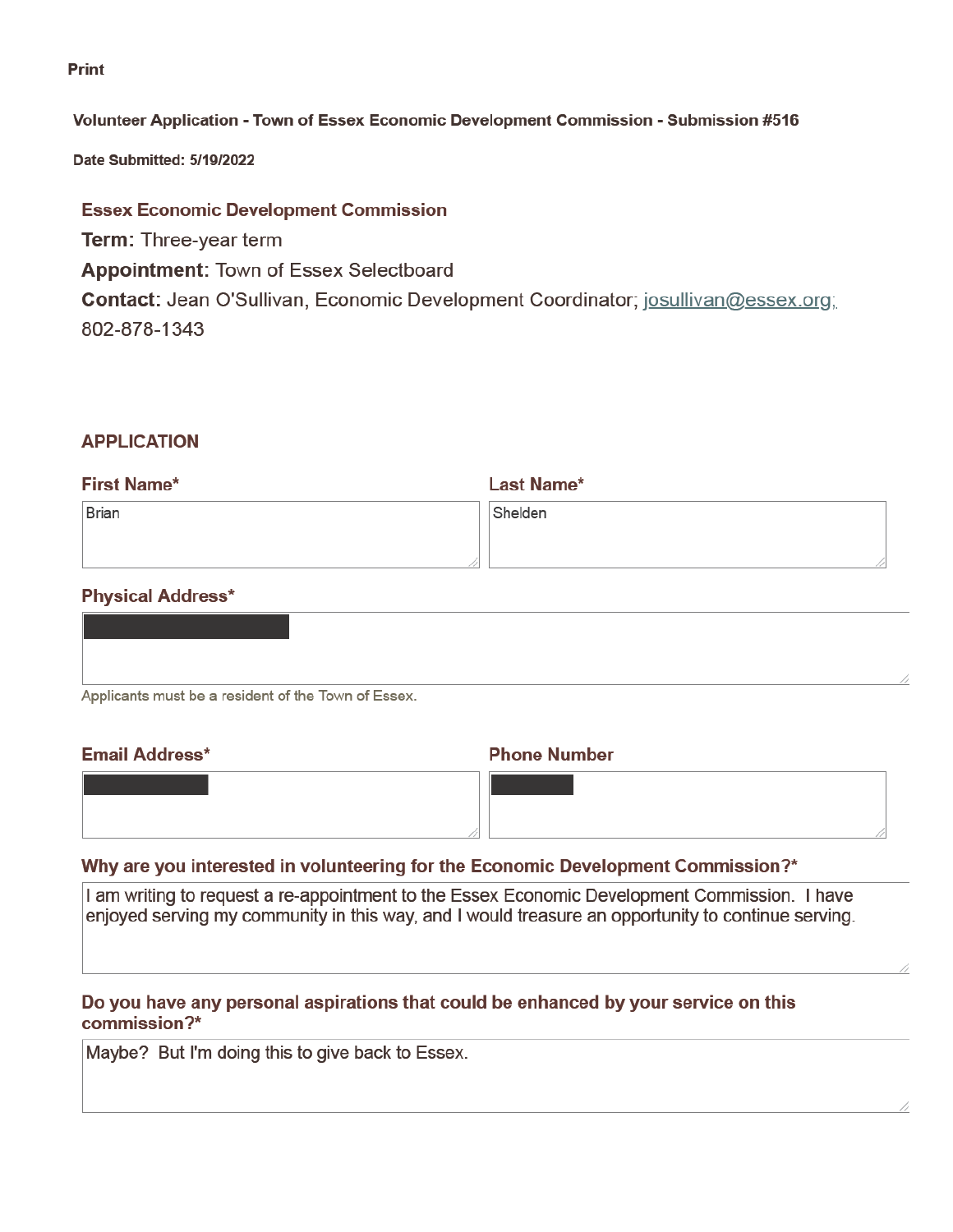Print

**Volunteer Application - Town of Essex Economic Development Commission - Submission #516**

**Date Submitted: 5/19/2022**

## Essex Economic Development Commission

**Term:** Three-year term

**Appointment:** Town of Essex Selectboard

**Contact:** Jean O'Sullivan, Economic Development Coordinator; josullivan@essex.org; 802-878-1343

## APPLICATION

**First Name***

Brian

**Last Name***

Shelden

**Physical Address***

[REDACTED]

Applicants must be a resident of the Town of Essex.

**Email Address***

[REDACTED]

**Phone Number**

[REDACTED]

**Why are you interested in volunteering for the Economic Development Commission?***

I am writing to request a re-appointment to the Essex Economic Development Commission. I have enjoyed serving my community in this way, and I would treasure an opportunity to continue serving.

**Do you have any personal aspirations that could be enhanced by your service on this commission?***

Maybe? But I'm doing this to give back to Essex.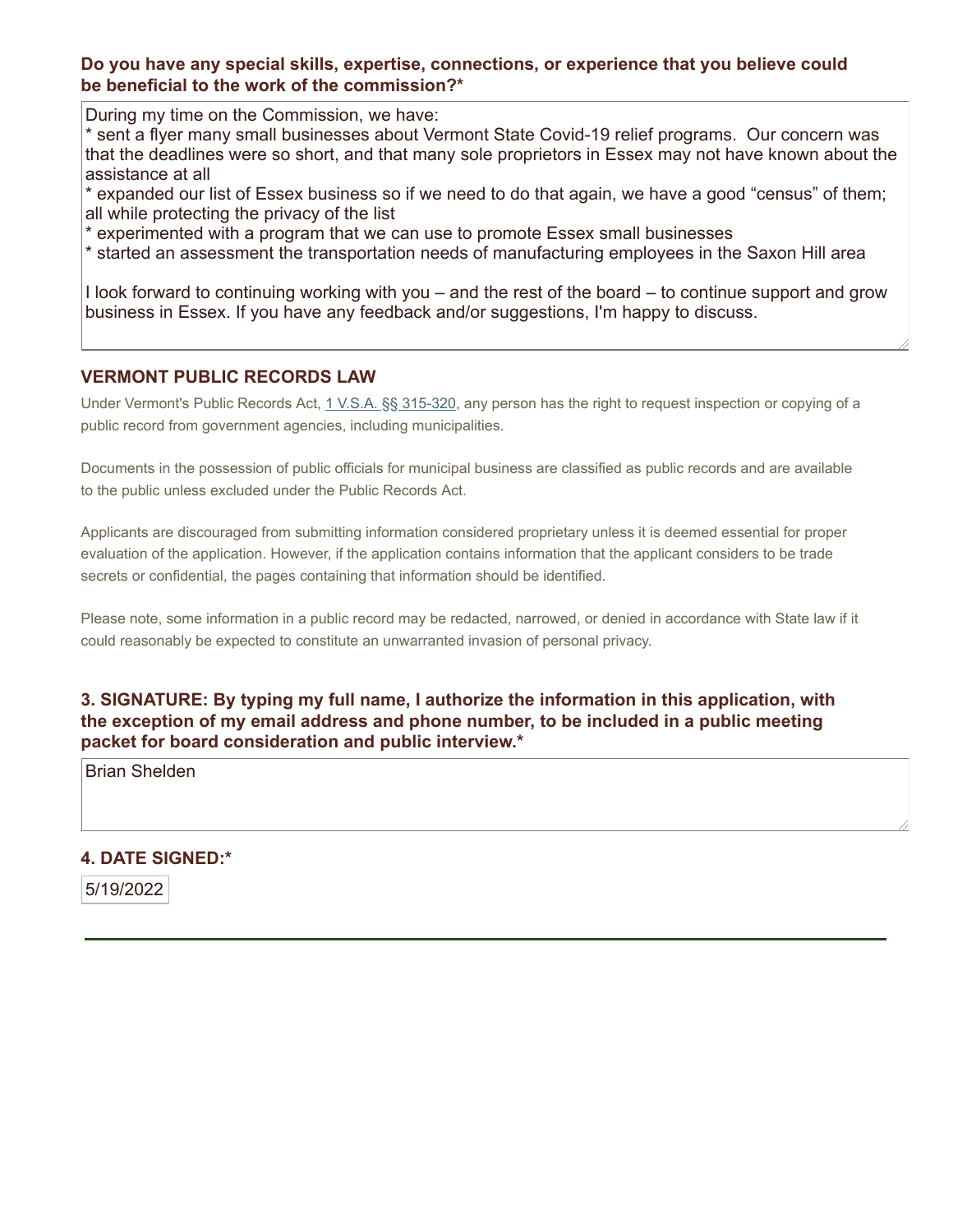**Do you have any special skills, expertise, connections, or experience that you believe could be beneficial to the work of the commission?***

During my time on the Commission, we have:
* sent a flyer many small businesses about Vermont State Covid-19 relief programs.  Our concern was that the deadlines were so short, and that many sole proprietors in Essex may not have known about the assistance at all
* expanded our list of Essex business so if we need to do that again, we have a good "census" of them; all while protecting the privacy of the list
* experimented with a program that we can use to promote Essex small businesses
* started an assessment the transportation needs of manufacturing employees in the Saxon Hill area

I look forward to continuing working with you – and the rest of the board – to continue support and grow business in Essex. If you have any feedback and/or suggestions, I'm happy to discuss.

## VERMONT PUBLIC RECORDS LAW

Under Vermont's Public Records Act, 1 V.S.A. §§ 315-320, any person has the right to request inspection or copying of a public record from government agencies, including municipalities.

Documents in the possession of public officials for municipal business are classified as public records and are available to the public unless excluded under the Public Records Act.

Applicants are discouraged from submitting information considered proprietary unless it is deemed essential for proper evaluation of the application. However, if the application contains information that the applicant considers to be trade secrets or confidential, the pages containing that information should be identified.

Please note, some information in a public record may be redacted, narrowed, or denied in accordance with State law if it could reasonably be expected to constitute an unwarranted invasion of personal privacy.

**3. SIGNATURE: By typing my full name, I authorize the information in this application, with the exception of my email address and phone number, to be included in a public meeting packet for board consideration and public interview.***

Brian Shelden

**4. DATE SIGNED:***

5/19/2022